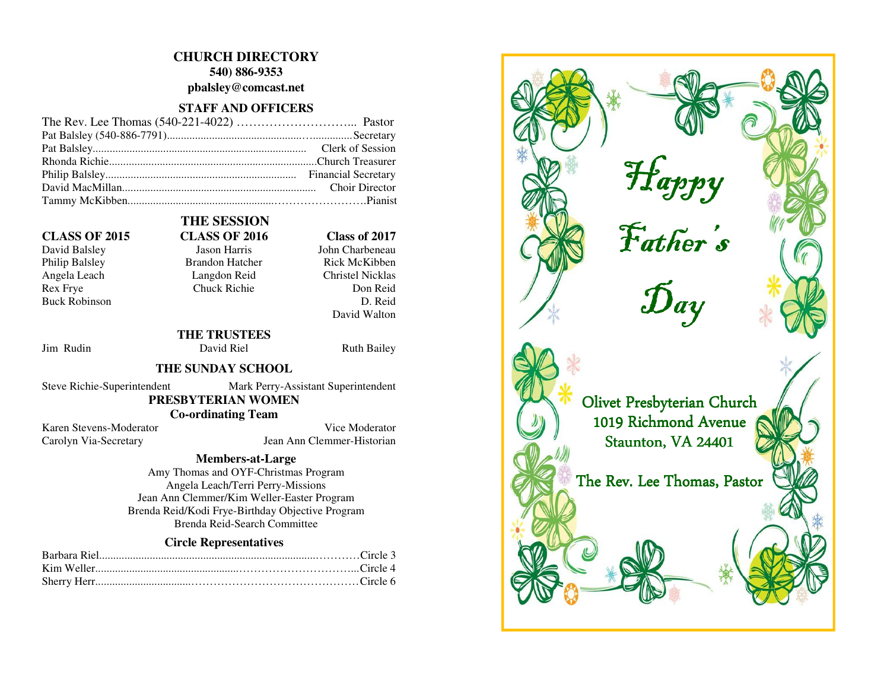## CHURCH DIRECTORY

**540) 886-9353**

**pbalsley@comcast.net**

### STAFF AND OFFICERS

The Rev. Lee Thomas (540-221-4022) ……………………….. Pastor
Pat Balsley (540-886-7791)……………………………………Secretary
Pat Balsley…………………………………………… Clerk of Session
Rhonda Richie……………………………………………Church Treasurer
Philip Balsley……………………………………… Financial Secretary
David MacMillan……………………………………… Choir Director
Tammy McKibben………………………………………………….Pianist

### THE SESSION

| CLASS OF 2015 | CLASS OF 2016 | Class of 2017 |
|---|---|---|
| David Balsley | Jason Harris | John Charbeneau |
| Philip Balsley | Brandon Hatcher | Rick McKibben |
| Angela Leach | Langdon Reid | Christel Nicklas |
| Rex Frye | Chuck Richie | Don Reid |
| Buck Robinson | | D. Reid |
| | | David Walton |

### THE TRUSTEES

Jim Rudin | David Riel | Ruth Bailey

### THE SUNDAY SCHOOL

Steve Richie-Superintendent | Mark Perry-Assistant Superintendent

### PRESBYTERIAN WOMEN

**Co-ordinating Team**

Karen Stevens-Moderator | Vice Moderator
Carolyn Via-Secretary | Jean Ann Clemmer-Historian

**Members-at-Large**

Amy Thomas and OYF-Christmas Program
Angela Leach/Terri Perry-Missions
Jean Ann Clemmer/Kim Weller-Easter Program
Brenda Reid/Kodi Frye-Birthday Objective Program
Brenda Reid-Search Committee

**Circle Representatives**

Barbara Riel………………………………………………Circle 3
Kim Weller…………………………………………………Circle 4
Sherry Herr…………………………………………………Circle 6

# Happy Father's Day

Olivet Presbyterian Church
1019 Richmond Avenue
Staunton, VA 24401

The Rev. Lee Thomas, Pastor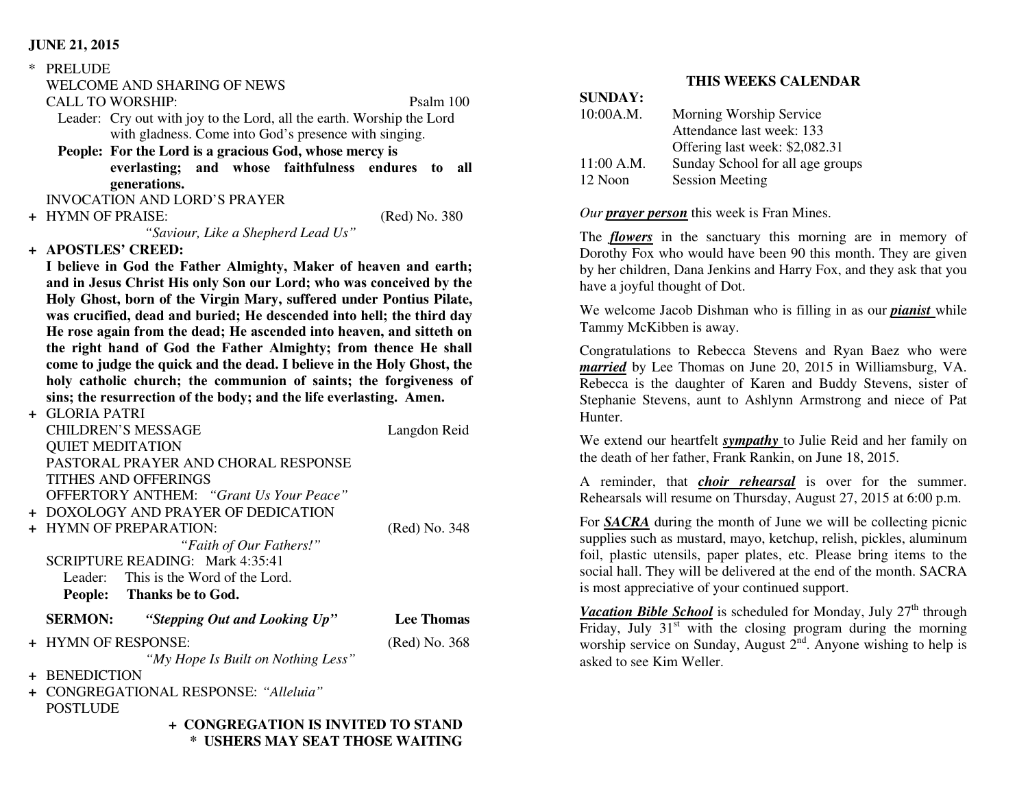**JUNE 21, 2015**

\* PRELUDE

WELCOME AND SHARING OF NEWS

CALL TO WORSHIP: Psalm 100

Leader: Cry out with joy to the Lord, all the earth. Worship the Lord with gladness. Come into God's presence with singing.

**People: For the Lord is a gracious God, whose mercy is everlasting; and whose faithfulness endures to all generations.**

INVOCATION AND LORD'S PRAYER

\+ HYMN OF PRAISE: (Red) No. 380

*"Saviour, Like a Shepherd Lead Us"*

\+ **APOSTLES' CREED:**

**I believe in God the Father Almighty, Maker of heaven and earth; and in Jesus Christ His only Son our Lord; who was conceived by the Holy Ghost, born of the Virgin Mary, suffered under Pontius Pilate, was crucified, dead and buried; He descended into hell; the third day He rose again from the dead; He ascended into heaven, and sitteth on the right hand of God the Father Almighty; from thence He shall come to judge the quick and the dead. I believe in the Holy Ghost, the holy catholic church; the communion of saints; the forgiveness of sins; the resurrection of the body; and the life everlasting. Amen.**

\+ GLORIA PATRI

CHILDREN'S MESSAGE Langdon Reid

QUIET MEDITATION

PASTORAL PRAYER AND CHORAL RESPONSE

TITHES AND OFFERINGS

OFFERTORY ANTHEM: *"Grant Us Your Peace"*

\+ DOXOLOGY AND PRAYER OF DEDICATION

\+ HYMN OF PREPARATION: (Red) No. 348

*"Faith of Our Fathers!"*

SCRIPTURE READING: Mark 4:35:41

Leader: This is the Word of the Lord.

**People: Thanks be to God.**

**SERMON: *"Stepping Out and Looking Up"* Lee Thomas**

\+ HYMN OF RESPONSE: (Red) No. 368

*"My Hope Is Built on Nothing Less"*

\+ BENEDICTION

\+ CONGREGATIONAL RESPONSE: *"Alleluia"*

POSTLUDE

**+ CONGREGATION IS INVITED TO STAND**
**\* USHERS MAY SEAT THOSE WAITING**

## THIS WEEKS CALENDAR

**SUNDAY:**

| | |
|---|---|
| 10:00A.M. | Morning Worship Service<br>Attendance last week: 133<br>Offering last week: $2,082.31 |
| 11:00 A.M. | Sunday School for all age groups |
| 12 Noon | Session Meeting |

*Our* ***prayer person*** this week is Fran Mines.

The ***flowers*** in the sanctuary this morning are in memory of Dorothy Fox who would have been 90 this month. They are given by her children, Dana Jenkins and Harry Fox, and they ask that you have a joyful thought of Dot.

We welcome Jacob Dishman who is filling in as our ***pianist*** while Tammy McKibben is away.

Congratulations to Rebecca Stevens and Ryan Baez who were ***married*** by Lee Thomas on June 20, 2015 in Williamsburg, VA. Rebecca is the daughter of Karen and Buddy Stevens, sister of Stephanie Stevens, aunt to Ashlynn Armstrong and niece of Pat Hunter.

We extend our heartfelt ***sympathy*** to Julie Reid and her family on the death of her father, Frank Rankin, on June 18, 2015.

A reminder, that ***choir rehearsal*** is over for the summer. Rehearsals will resume on Thursday, August 27, 2015 at 6:00 p.m.

For ***SACRA*** during the month of June we will be collecting picnic supplies such as mustard, mayo, ketchup, relish, pickles, aluminum foil, plastic utensils, paper plates, etc. Please bring items to the social hall. They will be delivered at the end of the month. SACRA is most appreciative of your continued support.

***Vacation Bible School*** is scheduled for Monday, July 27th through Friday, July 31st with the closing program during the morning worship service on Sunday, August 2nd. Anyone wishing to help is asked to see Kim Weller.